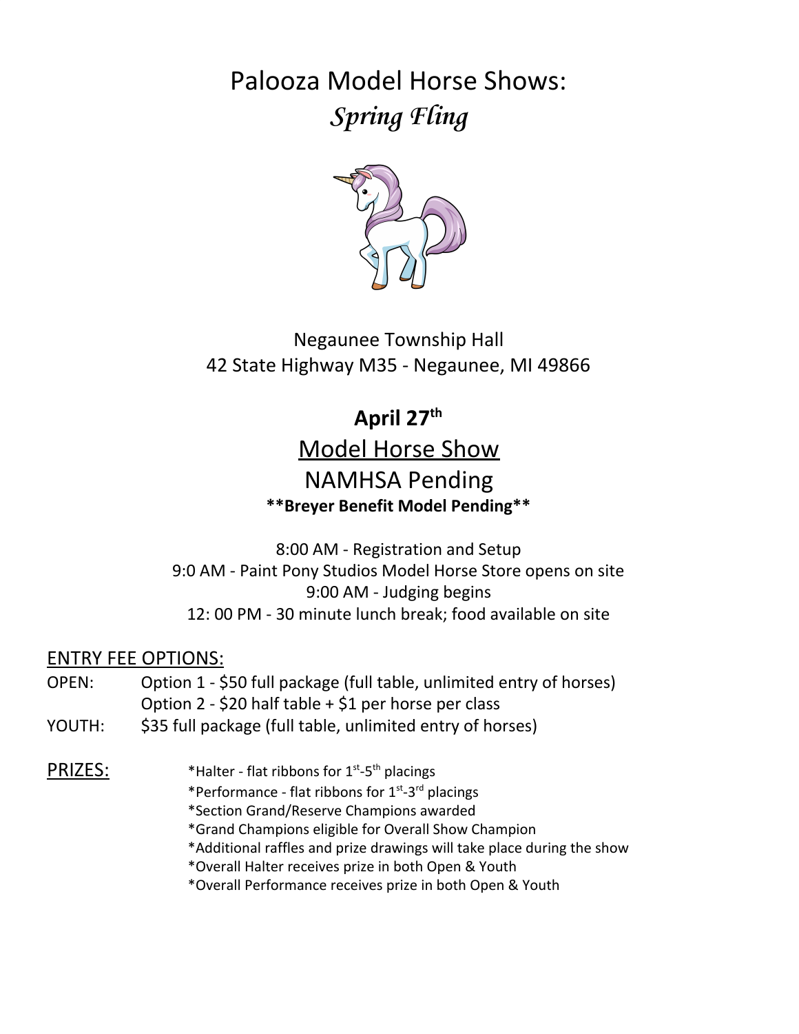# Palooza Model Horse Shows:
## *Spring Fling*

Negaunee Township Hall
42 State Highway M35 - Negaunee, MI 49866

**April 27th**

## Model Horse Show
## NAMHSA Pending

****Breyer Benefit Model Pending****

8:00 AM - Registration and Setup
9:0 AM - Paint Pony Studios Model Horse Store opens on site
9:00 AM - Judging begins
12: 00 PM - 30 minute lunch break; food available on site

ENTRY FEE OPTIONS:

OPEN: Option 1 - $50 full package (full table, unlimited entry of horses)
Option 2 - $20 half table + $1 per horse per class

YOUTH: $35 full package (full table, unlimited entry of horses)

PRIZES:

*Halter - flat ribbons for 1st-5th placings
*Performance - flat ribbons for 1st-3rd placings
*Section Grand/Reserve Champions awarded
*Grand Champions eligible for Overall Show Champion
*Additional raffles and prize drawings will take place during the show
*Overall Halter receives prize in both Open & Youth
*Overall Performance receives prize in both Open & Youth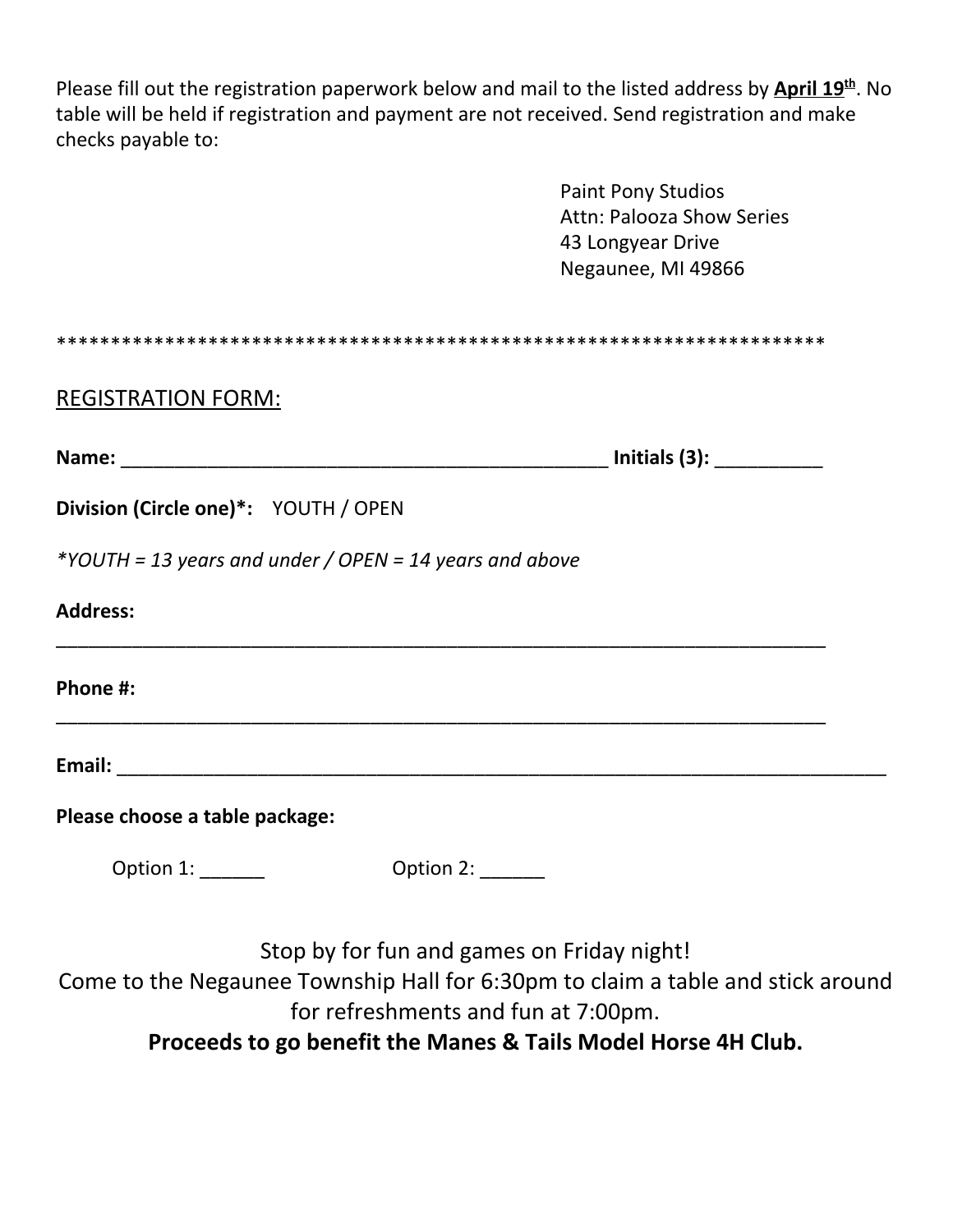Please fill out the registration paperwork below and mail to the listed address by **April 19th**. No table will be held if registration and payment are not received. Send registration and make checks payable to:

Paint Pony Studios
Attn: Palooza Show Series
43 Longyear Drive
Negaunee, MI 49866

************************************************************************

REGISTRATION FORM:

**Name:** _______________________________________________ **Initials (3):** __________

**Division (Circle one)*:** YOUTH / OPEN

*\*YOUTH = 13 years and under / OPEN = 14 years and above*

**Address:**
___________________________________________________________________________

**Phone #:**
___________________________________________________________________________

**Email:** ___________________________________________________________________________

**Please choose a table package:**

Option 1: ______ Option 2: ______

Stop by for fun and games on Friday night!
Come to the Negaunee Township Hall for 6:30pm to claim a table and stick around for refreshments and fun at 7:00pm.
**Proceeds to go benefit the Manes & Tails Model Horse 4H Club.**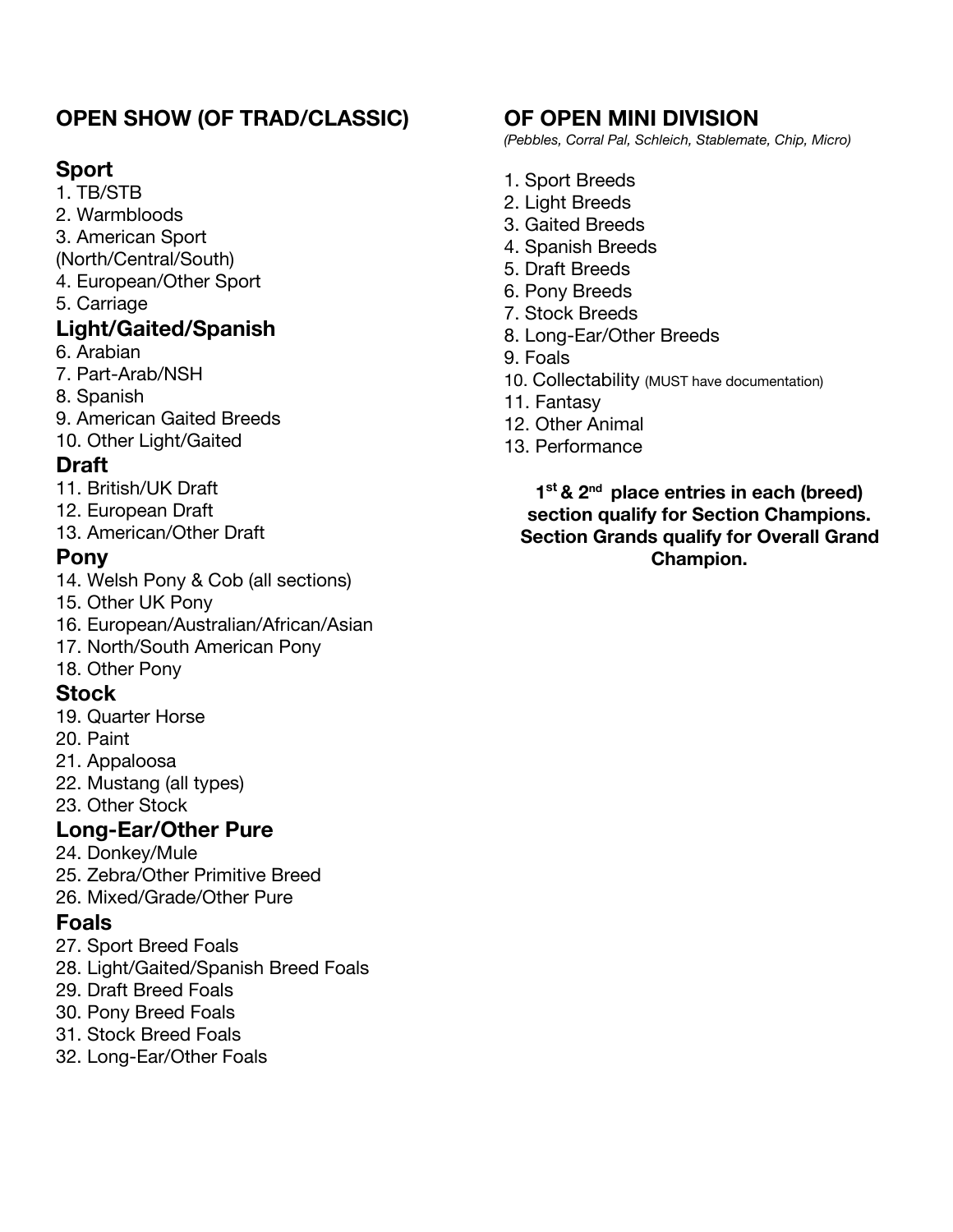## OPEN SHOW (OF TRAD/CLASSIC)

### Sport

1. TB/STB
2. Warmbloods
3. American Sport (North/Central/South)
4. European/Other Sport
5. Carriage

### Light/Gaited/Spanish

6. Arabian
7. Part-Arab/NSH
8. Spanish
9. American Gaited Breeds
10. Other Light/Gaited

### Draft

11. British/UK Draft
12. European Draft
13. American/Other Draft

### Pony

14. Welsh Pony & Cob (all sections)
15. Other UK Pony
16. European/Australian/African/Asian
17. North/South American Pony
18. Other Pony

### Stock

19. Quarter Horse
20. Paint
21. Appaloosa
22. Mustang (all types)
23. Other Stock

### Long-Ear/Other Pure

24. Donkey/Mule
25. Zebra/Other Primitive Breed
26. Mixed/Grade/Other Pure

### Foals

27. Sport Breed Foals
28. Light/Gaited/Spanish Breed Foals
29. Draft Breed Foals
30. Pony Breed Foals
31. Stock Breed Foals
32. Long-Ear/Other Foals

## OF OPEN MINI DIVISION

*(Pebbles, Corral Pal, Schleich, Stablemate, Chip, Micro)*

1. Sport Breeds
2. Light Breeds
3. Gaited Breeds
4. Spanish Breeds
5. Draft Breeds
6. Pony Breeds
7. Stock Breeds
8. Long-Ear/Other Breeds
9. Foals
10. Collectability (MUST have documentation)
11. Fantasy
12. Other Animal
13. Performance

**1st & 2nd place entries in each (breed) section qualify for Section Champions. Section Grands qualify for Overall Grand Champion.**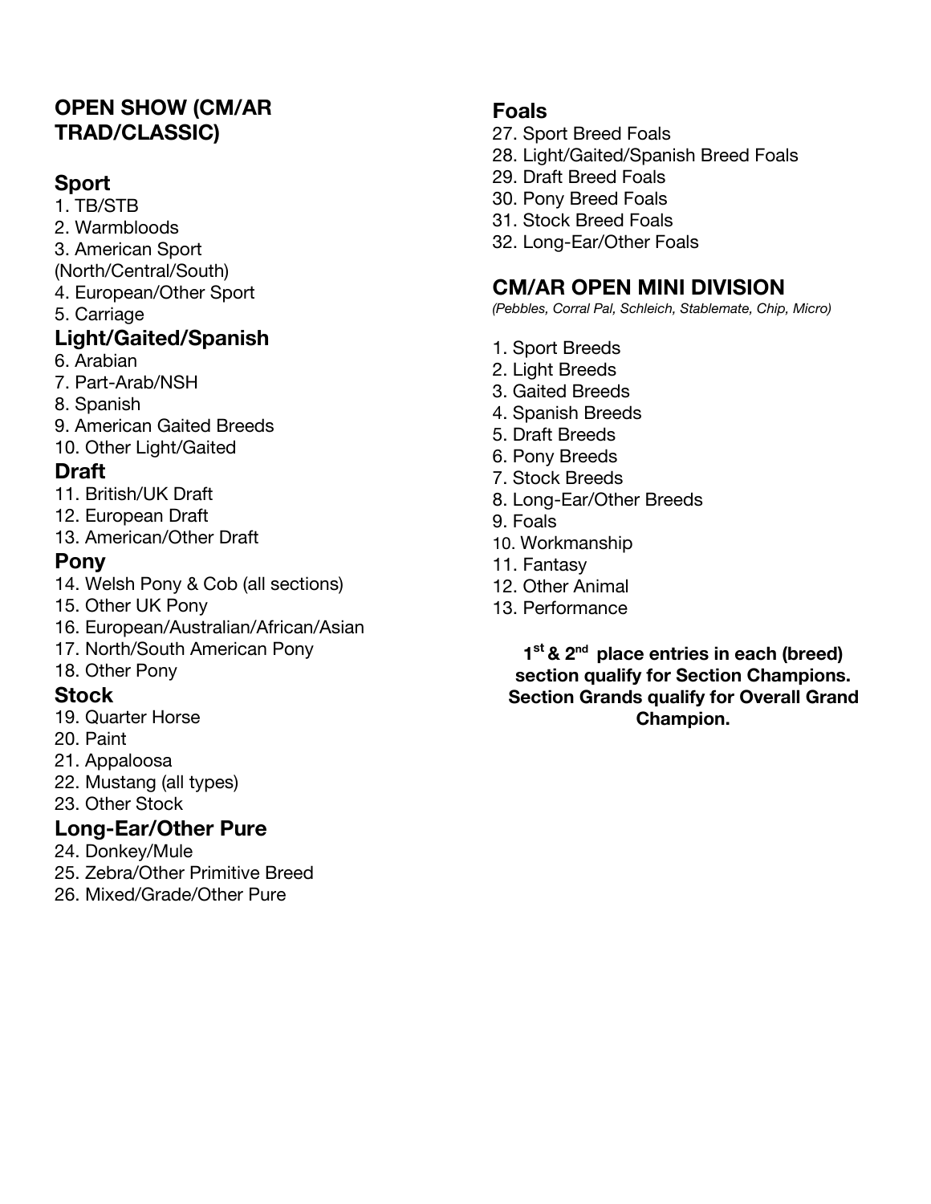## OPEN SHOW (CM/AR TRAD/CLASSIC)

### Sport

1. TB/STB
2. Warmbloods
3. American Sport (North/Central/South)
4. European/Other Sport
5. Carriage

### Light/Gaited/Spanish

6. Arabian
7. Part-Arab/NSH
8. Spanish
9. American Gaited Breeds
10. Other Light/Gaited

### Draft

11. British/UK Draft
12. European Draft
13. American/Other Draft

### Pony

14. Welsh Pony & Cob (all sections)
15. Other UK Pony
16. European/Australian/African/Asian
17. North/South American Pony
18. Other Pony

### Stock

19. Quarter Horse
20. Paint
21. Appaloosa
22. Mustang (all types)
23. Other Stock

### Long-Ear/Other Pure

24. Donkey/Mule
25. Zebra/Other Primitive Breed
26. Mixed/Grade/Other Pure

### Foals

27. Sport Breed Foals
28. Light/Gaited/Spanish Breed Foals
29. Draft Breed Foals
30. Pony Breed Foals
31. Stock Breed Foals
32. Long-Ear/Other Foals

## CM/AR OPEN MINI DIVISION

*(Pebbles, Corral Pal, Schleich, Stablemate, Chip, Micro)*

1. Sport Breeds
2. Light Breeds
3. Gaited Breeds
4. Spanish Breeds
5. Draft Breeds
6. Pony Breeds
7. Stock Breeds
8. Long-Ear/Other Breeds
9. Foals
10. Workmanship
11. Fantasy
12. Other Animal
13. Performance

**1st & 2nd place entries in each (breed) section qualify for Section Champions. Section Grands qualify for Overall Grand Champion.**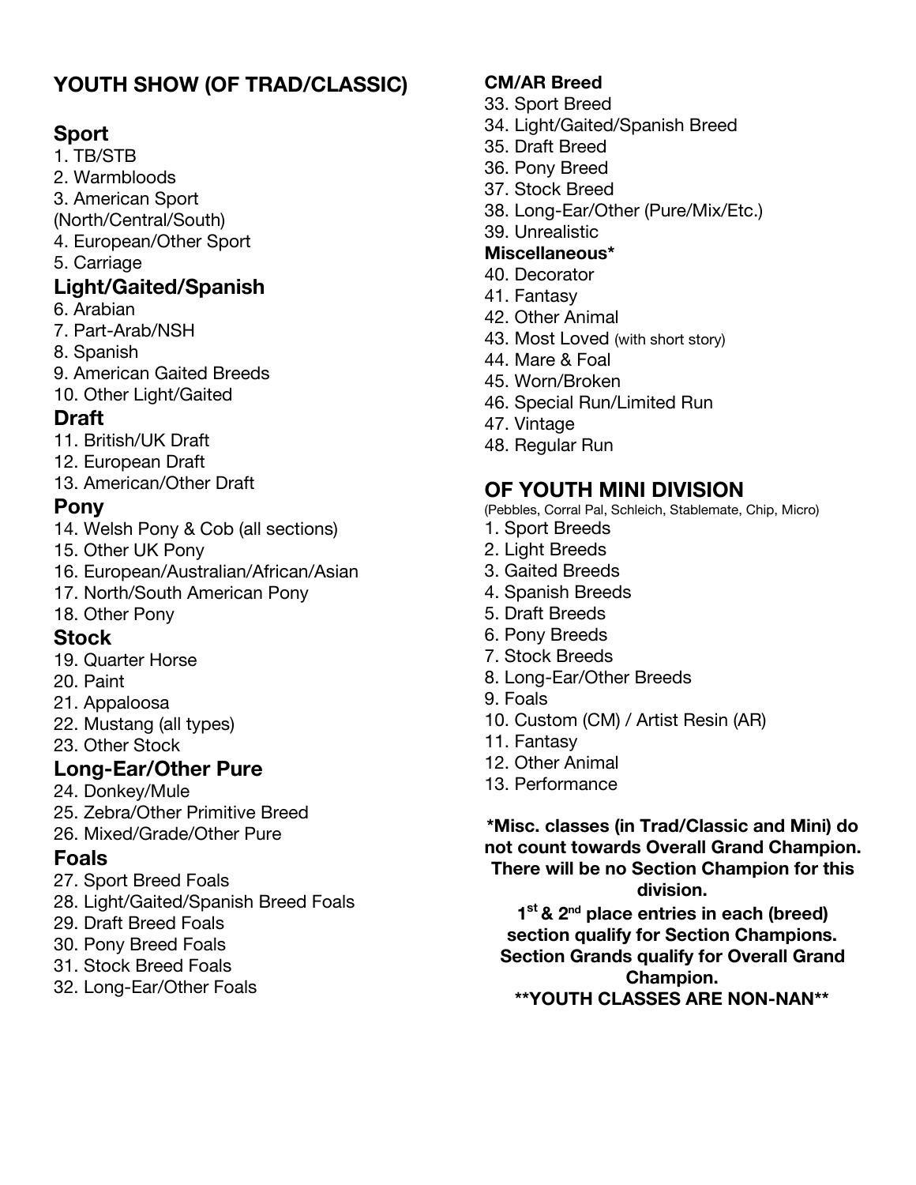# YOUTH SHOW (OF TRAD/CLASSIC)

## Sport

1. TB/STB
2. Warmbloods
3. American Sport (North/Central/South)
4. European/Other Sport
5. Carriage

## Light/Gaited/Spanish

6. Arabian
7. Part-Arab/NSH
8. Spanish
9. American Gaited Breeds
10. Other Light/Gaited

## Draft

11. British/UK Draft
12. European Draft
13. American/Other Draft

## Pony

14. Welsh Pony & Cob (all sections)
15. Other UK Pony
16. European/Australian/African/Asian
17. North/South American Pony
18. Other Pony

## Stock

19. Quarter Horse
20. Paint
21. Appaloosa
22. Mustang (all types)
23. Other Stock

## Long-Ear/Other Pure

24. Donkey/Mule
25. Zebra/Other Primitive Breed
26. Mixed/Grade/Other Pure

## Foals

27. Sport Breed Foals
28. Light/Gaited/Spanish Breed Foals
29. Draft Breed Foals
30. Pony Breed Foals
31. Stock Breed Foals
32. Long-Ear/Other Foals

**CM/AR Breed**

33. Sport Breed
34. Light/Gaited/Spanish Breed
35. Draft Breed
36. Pony Breed
37. Stock Breed
38. Long-Ear/Other (Pure/Mix/Etc.)
39. Unrealistic

**Miscellaneous***

40. Decorator
41. Fantasy
42. Other Animal
43. Most Loved (with short story)
44. Mare & Foal
45. Worn/Broken
46. Special Run/Limited Run
47. Vintage
48. Regular Run

# OF YOUTH MINI DIVISION

(Pebbles, Corral Pal, Schleich, Stablemate, Chip, Micro)

1. Sport Breeds
2. Light Breeds
3. Gaited Breeds
4. Spanish Breeds
5. Draft Breeds
6. Pony Breeds
7. Stock Breeds
8. Long-Ear/Other Breeds
9. Foals
10. Custom (CM) / Artist Resin (AR)
11. Fantasy
12. Other Animal
13. Performance

**\*Misc. classes (in Trad/Classic and Mini) do not count towards Overall Grand Champion. There will be no Section Champion for this division.**

**1st & 2nd place entries in each (breed) section qualify for Section Champions. Section Grands qualify for Overall Grand Champion.**

**\*\*YOUTH CLASSES ARE NON-NAN\*\***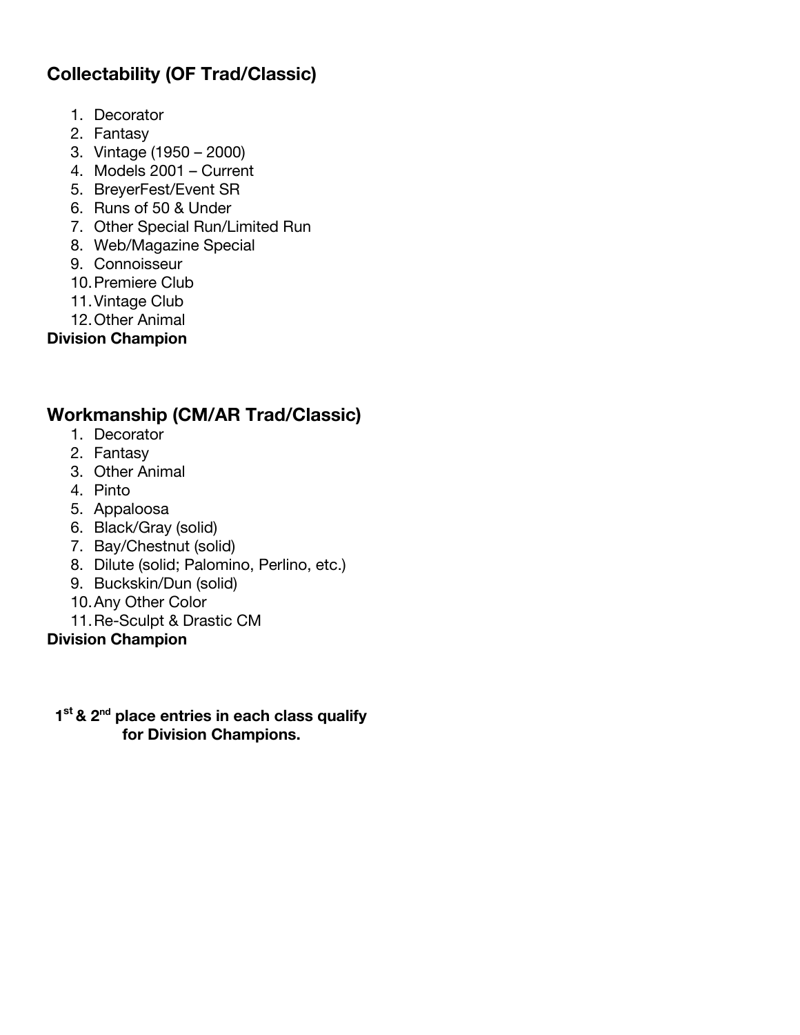## Collectability (OF Trad/Classic)

1. Decorator
2. Fantasy
3. Vintage (1950 – 2000)
4. Models 2001 – Current
5. BreyerFest/Event SR
6. Runs of 50 & Under
7. Other Special Run/Limited Run
8. Web/Magazine Special
9. Connoisseur
10. Premiere Club
11. Vintage Club
12. Other Animal

**Division Champion**

## Workmanship (CM/AR Trad/Classic)

1. Decorator
2. Fantasy
3. Other Animal
4. Pinto
5. Appaloosa
6. Black/Gray (solid)
7. Bay/Chestnut (solid)
8. Dilute (solid; Palomino, Perlino, etc.)
9. Buckskin/Dun (solid)
10. Any Other Color
11. Re-Sculpt & Drastic CM

**Division Champion**

**1st & 2nd place entries in each class qualify for Division Champions.**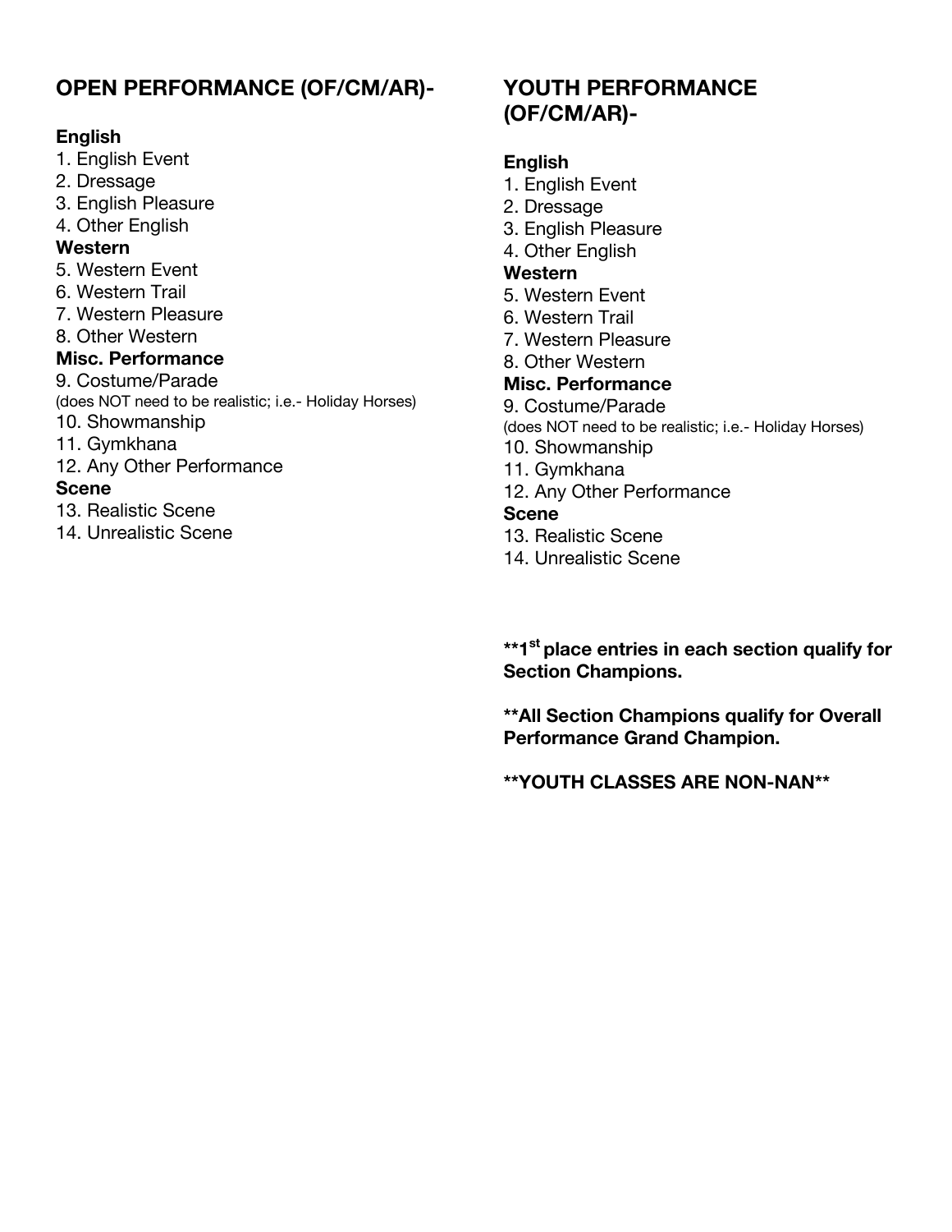## OPEN PERFORMANCE (OF/CM/AR)-

**English**

1. English Event
2. Dressage
3. English Pleasure
4. Other English

**Western**

5. Western Event
6. Western Trail
7. Western Pleasure
8. Other Western

**Misc. Performance**

9. Costume/Parade
(does NOT need to be realistic; i.e.- Holiday Horses)
10. Showmanship
11. Gymkhana
12. Any Other Performance

**Scene**

13. Realistic Scene
14. Unrealistic Scene

## YOUTH PERFORMANCE (OF/CM/AR)-

**English**

1. English Event
2. Dressage
3. English Pleasure
4. Other English

**Western**

5. Western Event
6. Western Trail
7. Western Pleasure
8. Other Western

**Misc. Performance**

9. Costume/Parade
(does NOT need to be realistic; i.e.- Holiday Horses)
10. Showmanship
11. Gymkhana
12. Any Other Performance

**Scene**

13. Realistic Scene
14. Unrealistic Scene

**\*\*1st place entries in each section qualify for Section Champions.**

**\*\*All Section Champions qualify for Overall Performance Grand Champion.**

**\*\*YOUTH CLASSES ARE NON-NAN\*\***